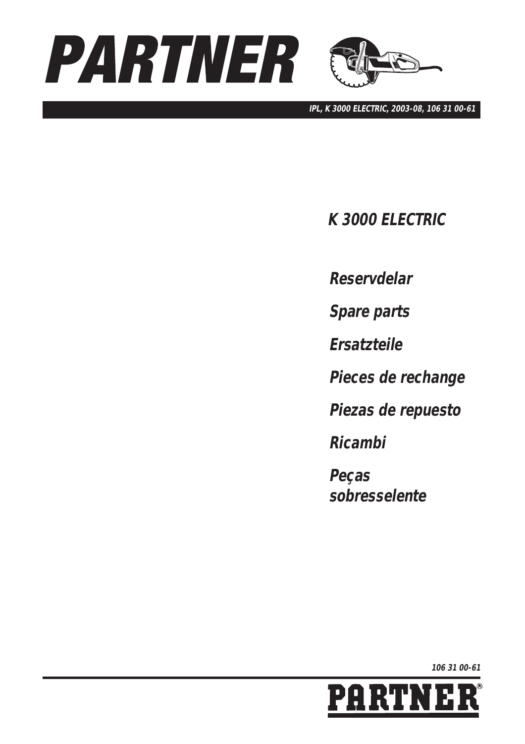# PARTNER

*IPL, K 3000 ELECTRIC, 2003-08, 106 31 00-61*

## K 3000 ELECTRIC

**Reservdelar**

**Spare parts**

**Ersatzteile**

**Pieces de rechange**

**Piezas de repuesto**

**Ricambi**

**Peças sobresselente**

106 31 00-61

PARTNER®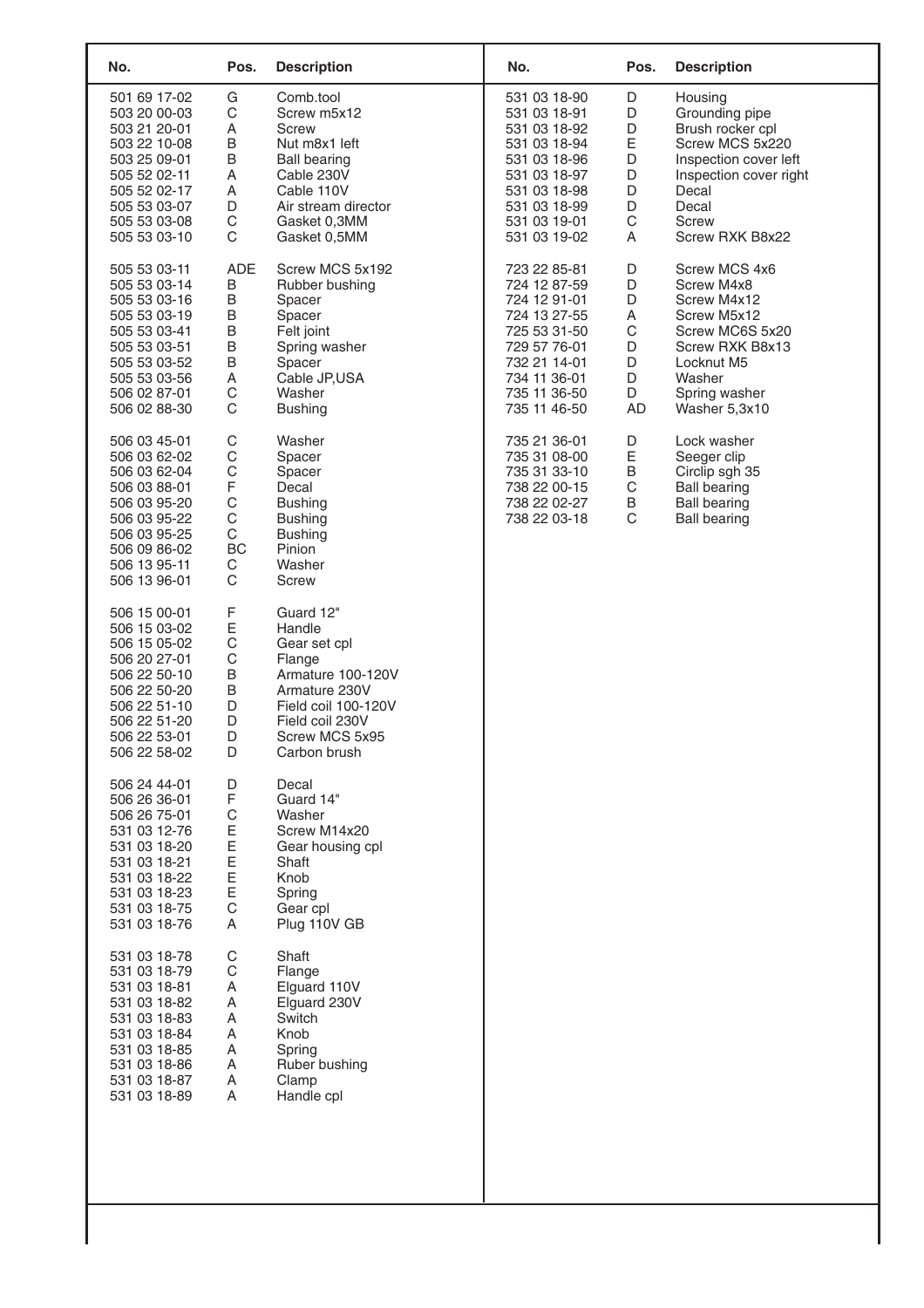| No. | Pos. | Description |
|---|---|---|
| 501 69 17-02 | G | Comb.tool |
| 503 20 00-03 | C | Screw m5x12 |
| 503 21 20-01 | A | Screw |
| 503 22 10-08 | B | Nut m8x1 left |
| 503 25 09-01 | B | Ball bearing |
| 505 52 02-11 | A | Cable 230V |
| 505 52 02-17 | A | Cable 110V |
| 505 53 03-07 | D | Air stream director |
| 505 53 03-08 | C | Gasket 0,3MM |
| 505 53 03-10 | C | Gasket 0,5MM |
| 505 53 03-11 | ADE | Screw MCS 5x192 |
| 505 53 03-14 | B | Rubber bushing |
| 505 53 03-16 | B | Spacer |
| 505 53 03-19 | B | Spacer |
| 505 53 03-41 | B | Felt joint |
| 505 53 03-51 | B | Spring washer |
| 505 53 03-52 | B | Spacer |
| 505 53 03-56 | A | Cable JP,USA |
| 506 02 87-01 | C | Washer |
| 506 02 88-30 | C | Bushing |
| 506 03 45-01 | C | Washer |
| 506 03 62-02 | C | Spacer |
| 506 03 62-04 | C | Spacer |
| 506 03 88-01 | F | Decal |
| 506 03 95-20 | C | Bushing |
| 506 03 95-22 | C | Bushing |
| 506 03 95-25 | C | Bushing |
| 506 09 86-02 | BC | Pinion |
| 506 13 95-11 | C | Washer |
| 506 13 96-01 | C | Screw |
| 506 15 00-01 | F | Guard 12" |
| 506 15 03-02 | E | Handle |
| 506 15 05-02 | C | Gear set cpl |
| 506 20 27-01 | C | Flange |
| 506 22 50-10 | B | Armature 100-120V |
| 506 22 50-20 | B | Armature 230V |
| 506 22 51-10 | D | Field coil 100-120V |
| 506 22 51-20 | D | Field coil 230V |
| 506 22 53-01 | D | Screw MCS 5x95 |
| 506 22 58-02 | D | Carbon brush |
| 506 24 44-01 | D | Decal |
| 506 26 36-01 | F | Guard 14" |
| 506 26 75-01 | C | Washer |
| 531 03 12-76 | E | Screw M14x20 |
| 531 03 18-20 | E | Gear housing cpl |
| 531 03 18-21 | E | Shaft |
| 531 03 18-22 | E | Knob |
| 531 03 18-23 | E | Spring |
| 531 03 18-75 | C | Gear cpl |
| 531 03 18-76 | A | Plug 110V GB |
| 531 03 18-78 | C | Shaft |
| 531 03 18-79 | C | Flange |
| 531 03 18-81 | A | Elguard 110V |
| 531 03 18-82 | A | Elguard 230V |
| 531 03 18-83 | A | Switch |
| 531 03 18-84 | A | Knob |
| 531 03 18-85 | A | Spring |
| 531 03 18-86 | A | Ruber bushing |
| 531 03 18-87 | A | Clamp |
| 531 03 18-89 | A | Handle cpl |
| 531 03 18-90 | D | Housing |
| 531 03 18-91 | D | Grounding pipe |
| 531 03 18-92 | D | Brush rocker cpl |
| 531 03 18-94 | E | Screw MCS 5x220 |
| 531 03 18-96 | D | Inspection cover left |
| 531 03 18-97 | D | Inspection cover right |
| 531 03 18-98 | D | Decal |
| 531 03 18-99 | D | Decal |
| 531 03 19-01 | C | Screw |
| 531 03 19-02 | A | Screw RXK B8x22 |
| 723 22 85-81 | D | Screw MCS 4x6 |
| 724 12 87-59 | D | Screw M4x8 |
| 724 12 91-01 | D | Screw M4x12 |
| 724 13 27-55 | A | Screw M5x12 |
| 725 53 31-50 | C | Screw MC6S 5x20 |
| 729 57 76-01 | D | Screw RXK B8x13 |
| 732 21 14-01 | D | Locknut M5 |
| 734 11 36-01 | D | Washer |
| 735 11 36-50 | D | Spring washer |
| 735 11 46-50 | AD | Washer 5,3x10 |
| 735 21 36-01 | D | Lock washer |
| 735 31 08-00 | E | Seeger clip |
| 735 31 33-10 | B | Circlip sgh 35 |
| 738 22 00-15 | C | Ball bearing |
| 738 22 02-27 | B | Ball bearing |
| 738 22 03-18 | C | Ball bearing |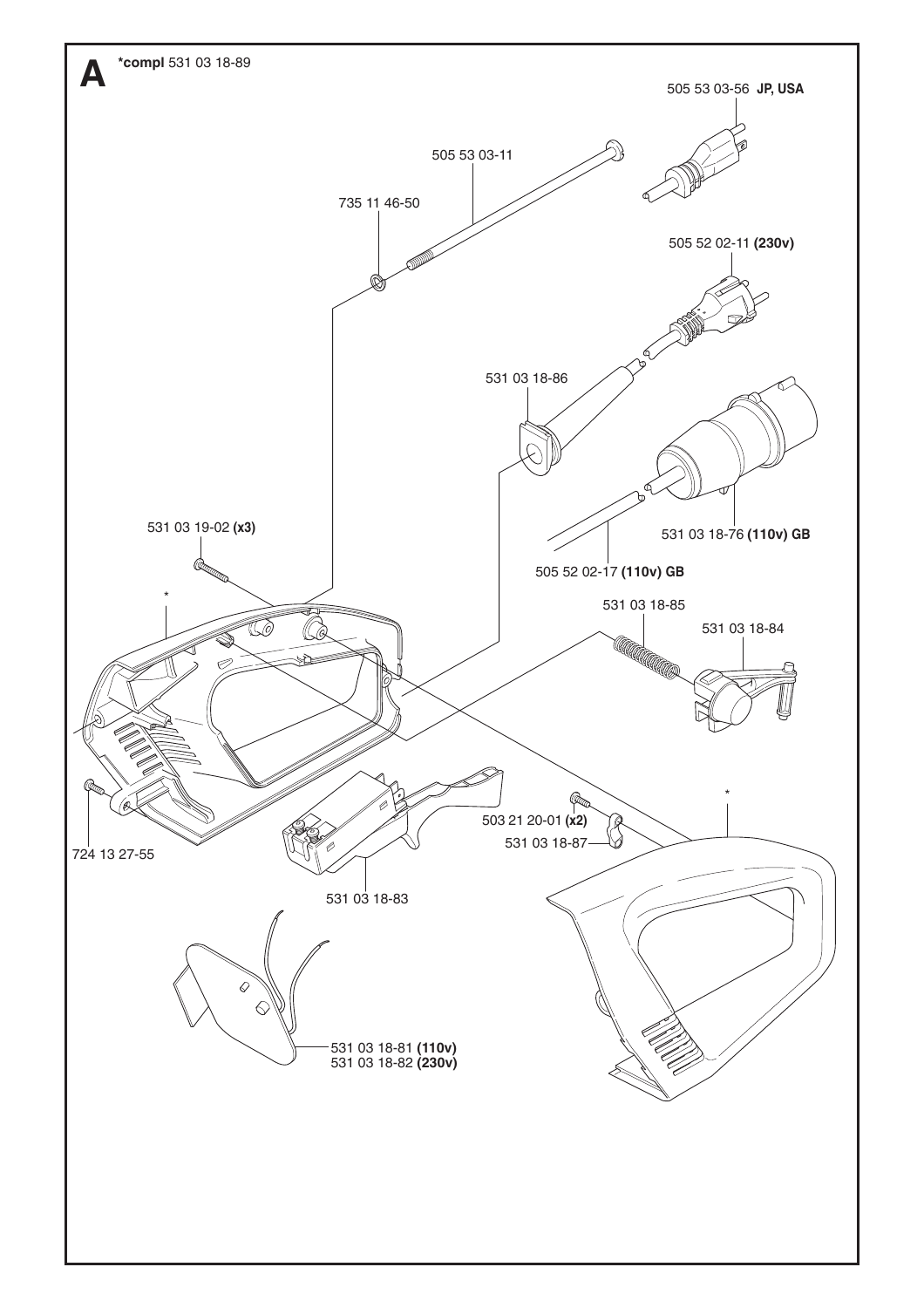# A

**\*compl** 531 03 18-89

505 53 03-56 **JP, USA**

505 53 03-11

735 11 46-50

505 52 02-11 **(230v)**

531 03 18-86

531 03 18-76 **(110v) GB**

505 52 02-17 **(110v) GB**

531 03 19-02 **(x3)**

\*

531 03 18-85

531 03 18-84

724 13 27-55

503 21 20-01 **(x2)**

531 03 18-87

\*

531 03 18-83

531 03 18-81 **(110v)**
531 03 18-82 **(230v)**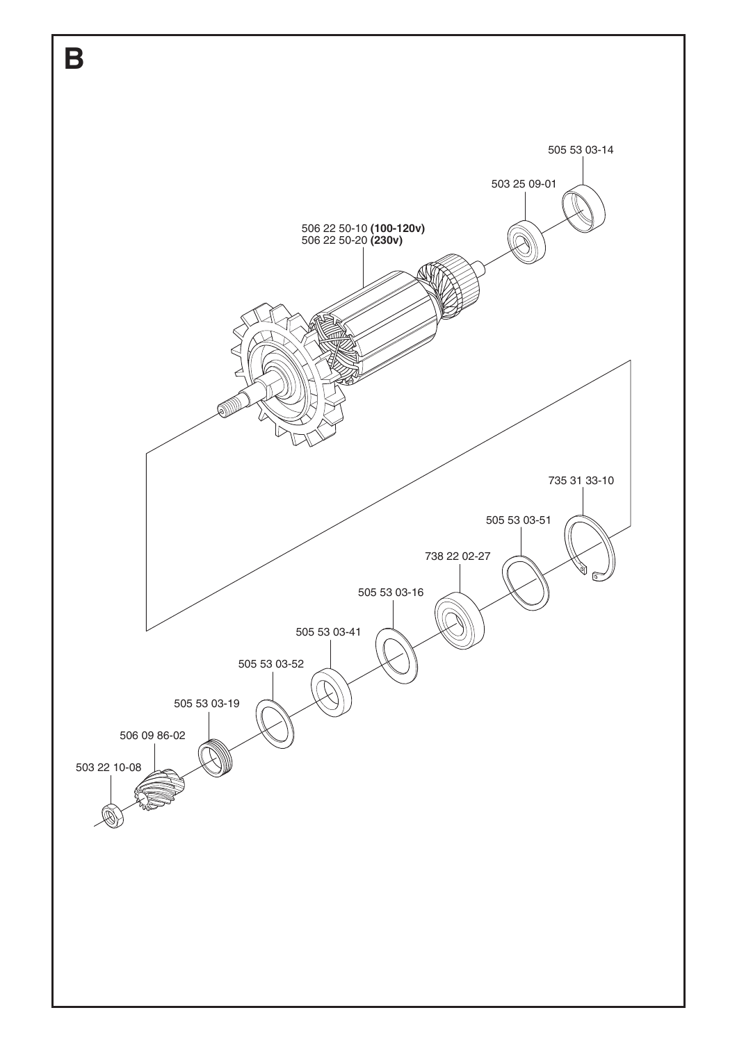# B

505 53 03-14

503 25 09-01

506 22 50-10 **(100-120v)**
506 22 50-20 **(230v)**

735 31 33-10

505 53 03-51

738 22 02-27

505 53 03-16

505 53 03-41

505 53 03-52

505 53 03-19

506 09 86-02

503 22 10-08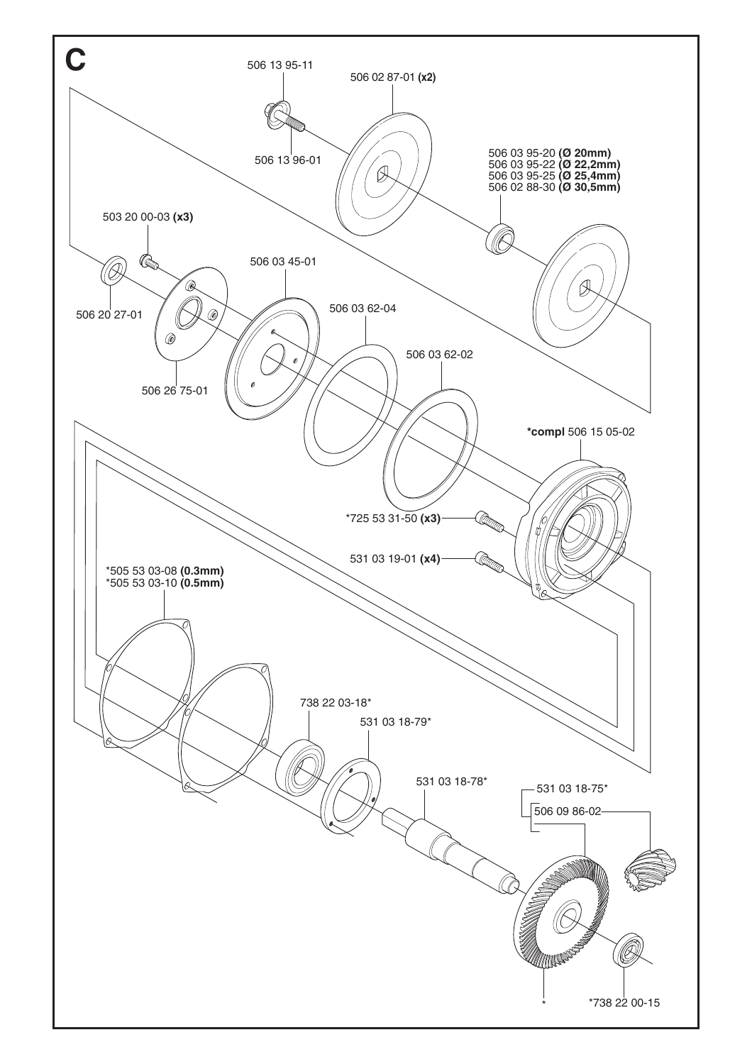# C

506 13 95-11

506 02 87-01 **(x2)**

506 13 96-01

506 03 95-20 **(Ø 20mm)**
506 03 95-22 **(Ø 22,2mm)**
506 03 95-25 **(Ø 25,4mm)**
506 02 88-30 **(Ø 30,5mm)**

503 20 00-03 **(x3)**

506 03 45-01

506 20 27-01

506 03 62-04

506 03 62-02

506 26 75-01

**\*compl** 506 15 05-02

\*725 53 31-50 **(x3)**

531 03 19-01 **(x4)**

\*505 53 03-08 **(0.3mm)**
\*505 53 03-10 **(0.5mm)**

738 22 03-18*

531 03 18-79*

531 03 18-78*

531 03 18-75*

506 09 86-02

\*

\*738 22 00-15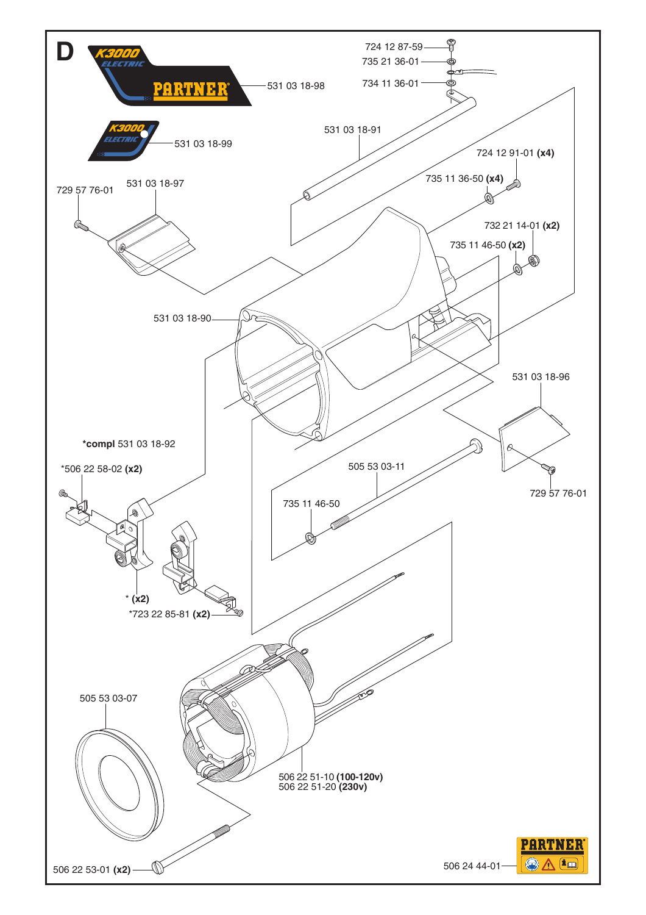# D

531 03 18-98

531 03 18-99

724 12 87-59

735 21 36-01

734 11 36-01

531 03 18-91

724 12 91-01 **(x4)**

735 11 36-50 **(x4)**

729 57 76-01

531 03 18-97

732 21 14-01 **(x2)**

735 11 46-50 **(x2)**

531 03 18-90

531 03 18-96

***compl** 531 03 18-92

*506 22 58-02 **(x2)**

505 53 03-11

729 57 76-01

735 11 46-50

* **(x2)**

*723 22 85-81 **(x2)**

505 53 03-07

506 22 51-10 **(100-120v)**
506 22 51-20 **(230v)**

506 22 53-01 **(x2)**

506 24 44-01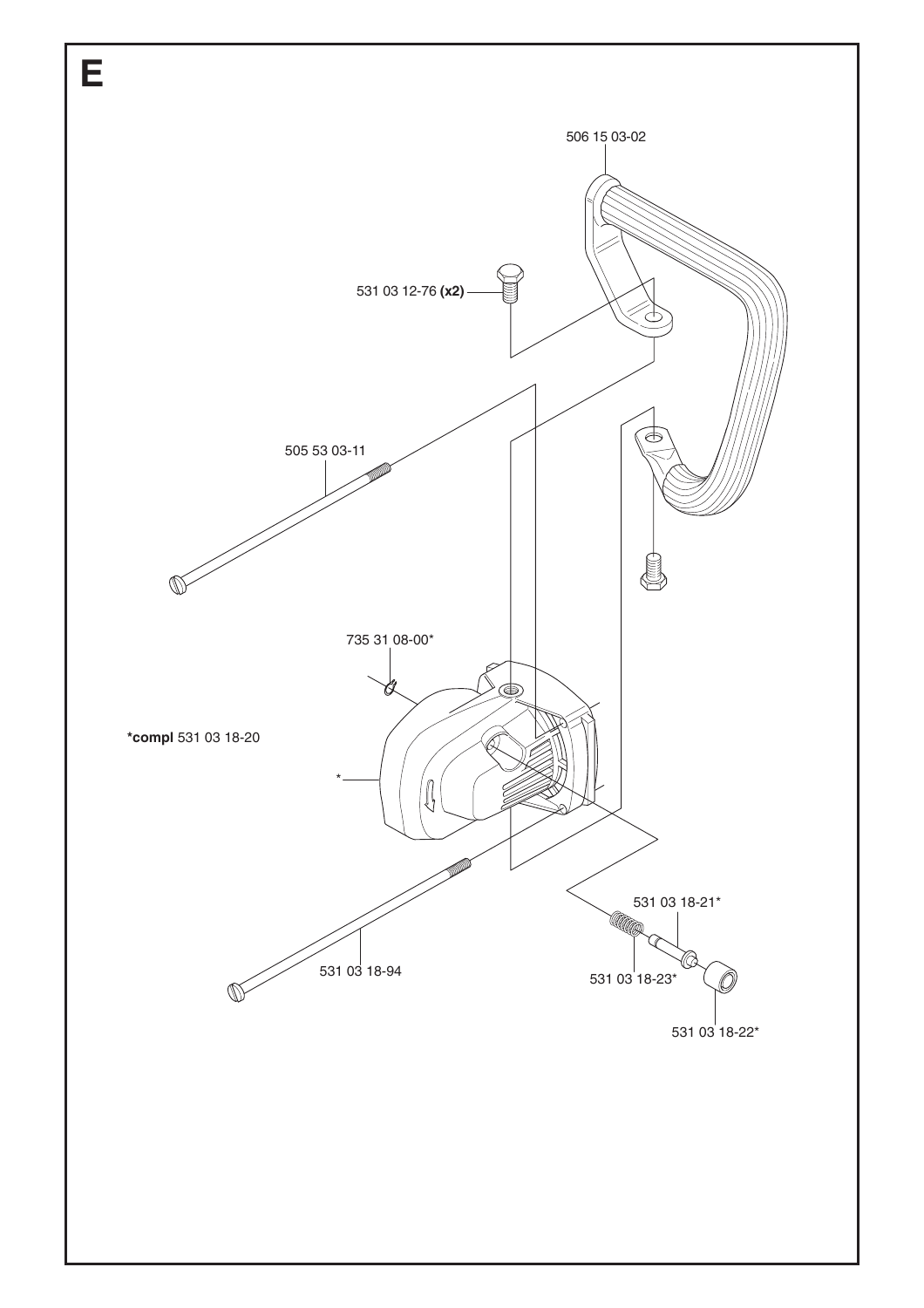# E

506 15 03-02

531 03 12-76 **(x2)**

505 53 03-11

735 31 08-00*

**\*compl** 531 03 18-20

\*

531 03 18-21*

531 03 18-94

531 03 18-23*

531 03 18-22*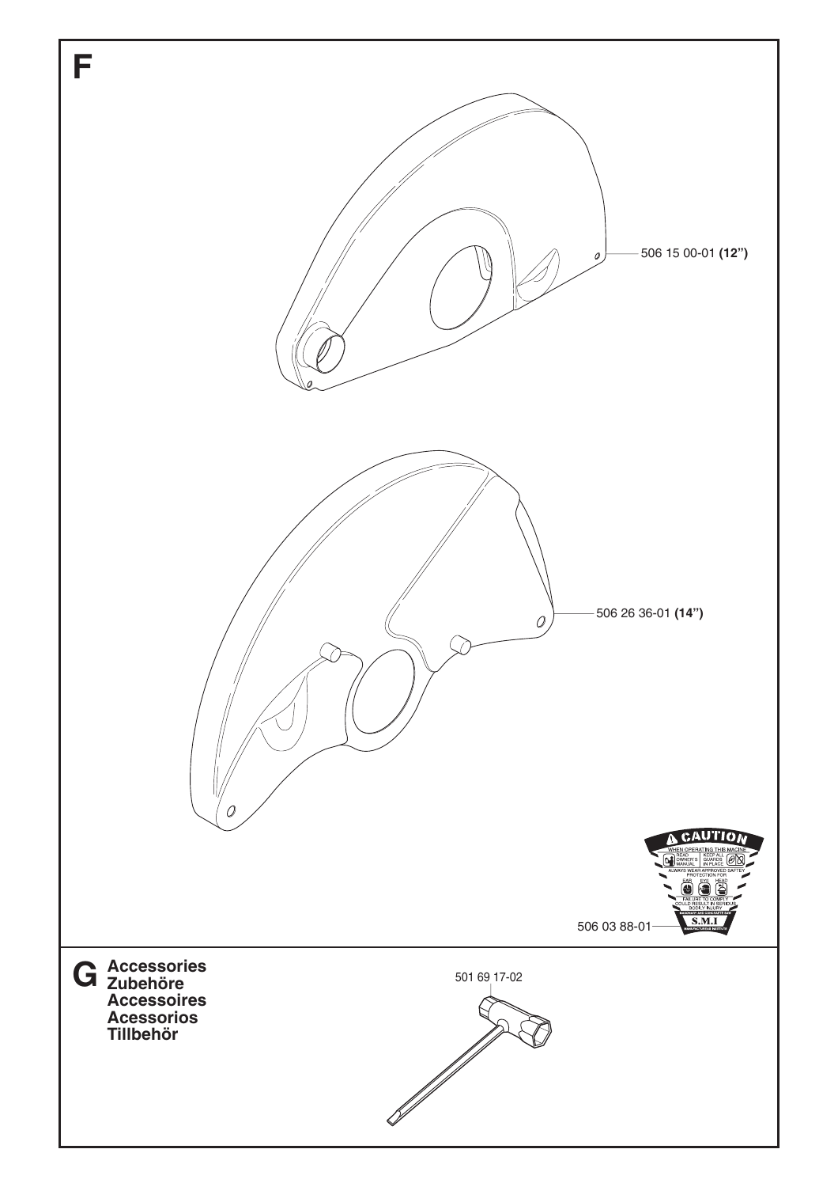# F

506 15 00-01 **(12")**

506 26 36-01 **(14")**

506 03 88-01

# G Accessories Zubehöre Accessoires Acessorios Tillbehör

501 69 17-02